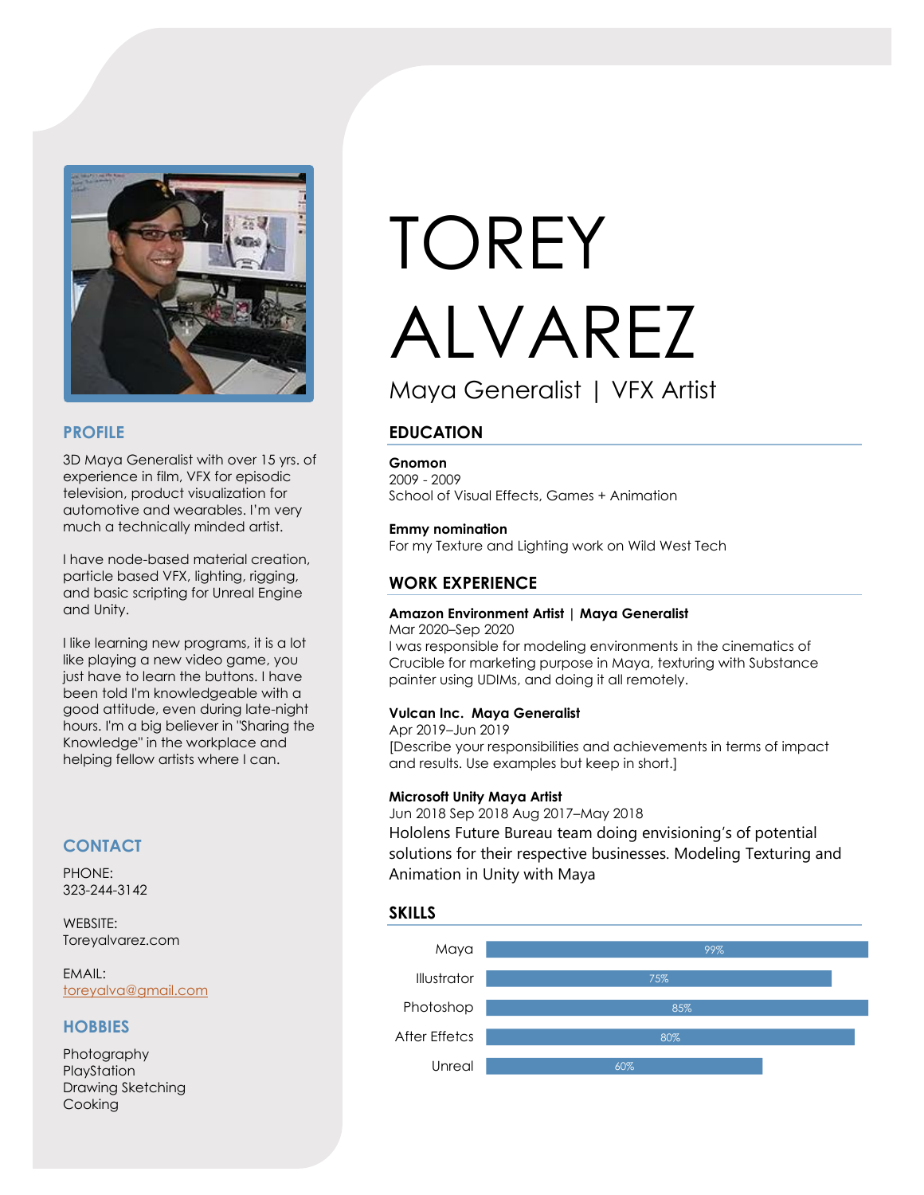# TOREY ALVAREZ

Maya Generalist | VFX Artist

## PROFILE

3D Maya Generalist with over 15 yrs. of experience in film, VFX for episodic television, product visualization for automotive and wearables. I'm very much a technically minded artist.

I have node-based material creation, particle based VFX, lighting, rigging, and basic scripting for Unreal Engine and Unity.

I like learning new programs, it is a lot like playing a new video game, you just have to learn the buttons. I have been told I'm knowledgeable with a good attitude, even during late-night hours. I'm a big believer in "Sharing the Knowledge" in the workplace and helping fellow artists where I can.

## CONTACT

PHONE:
323-244-3142

WEBSITE:
Toreyalvarez.com

EMAIL:
toreyalva@gmail.com

## HOBBIES

Photography
PlayStation
Drawing Sketching
Cooking

## EDUCATION

**Gnomon**
2009 - 2009
School of Visual Effects, Games + Animation

**Emmy nomination**
For my Texture and Lighting work on Wild West Tech

## WORK EXPERIENCE

**Amazon Environment Artist | Maya Generalist**
Mar 2020–Sep 2020
I was responsible for modeling environments in the cinematics of Crucible for marketing purpose in Maya, texturing with Substance painter using UDIMs, and doing it all remotely.

**Vulcan Inc. Maya Generalist**
Apr 2019–Jun 2019
[Describe your responsibilities and achievements in terms of impact and results. Use examples but keep in short.]

**Microsoft Unity Maya Artist**
Jun 2018 Sep 2018 Aug 2017–May 2018
Hololens Future Bureau team doing envisioning's of potential solutions for their respective businesses. Modeling Texturing and Animation in Unity with Maya

## SKILLS

| Skill | Level |
| --- | --- |
| Maya | 99% |
| Illustrator | 75% |
| Photoshop | 85% |
| After Effetcs | 80% |
| Unreal | 60% |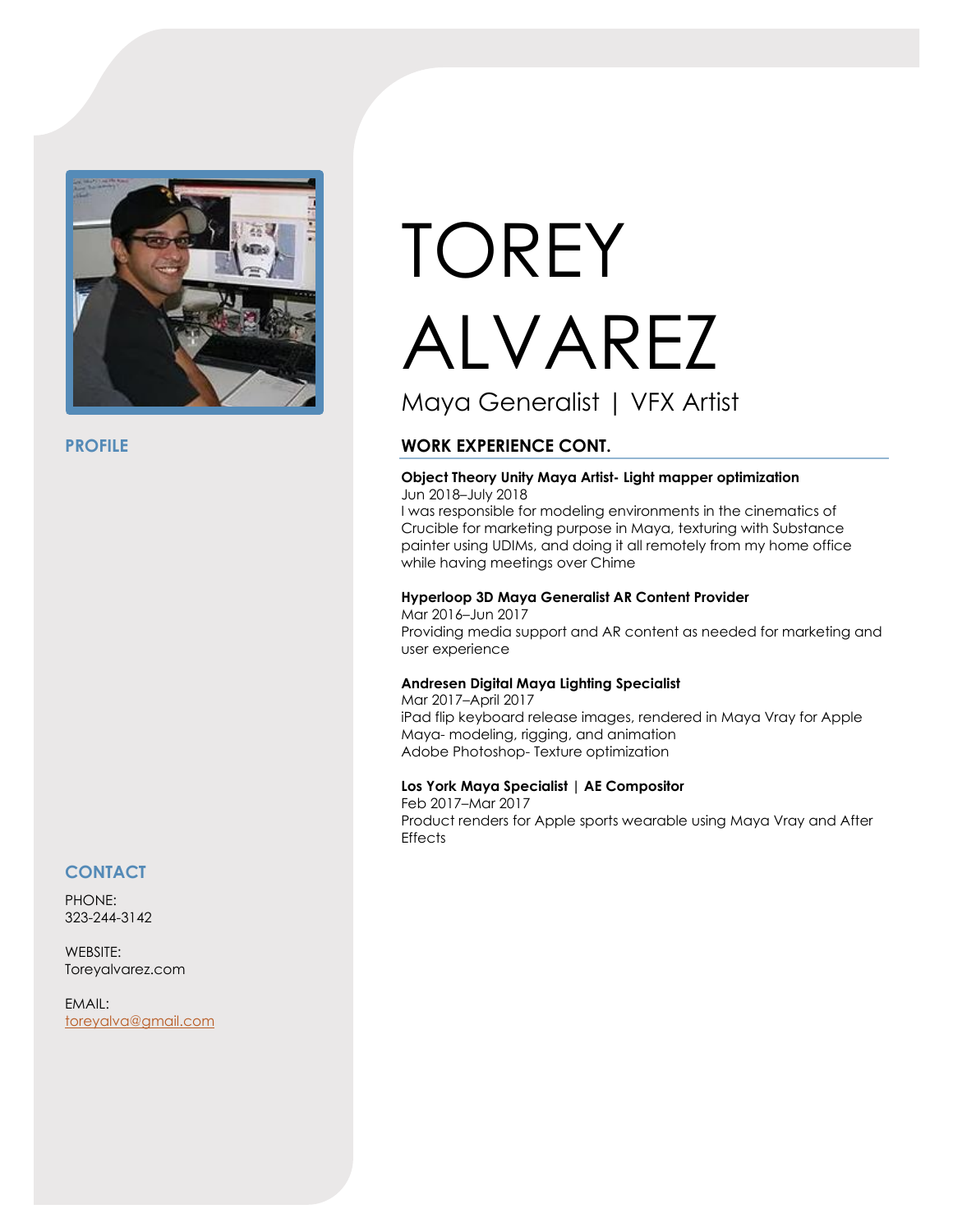# TOREY ALVAREZ

Maya Generalist | VFX Artist

## PROFILE

## CONTACT

PHONE:
323-244-3142

WEBSITE:
Toreyalvarez.com

EMAIL:
toreyalva@gmail.com

## WORK EXPERIENCE CONT.

**Object Theory Unity Maya Artist- Light mapper optimization**
Jun 2018–July 2018
I was responsible for modeling environments in the cinematics of Crucible for marketing purpose in Maya, texturing with Substance painter using UDIMs, and doing it all remotely from my home office while having meetings over Chime

**Hyperloop 3D Maya Generalist AR Content Provider**
Mar 2016–Jun 2017
Providing media support and AR content as needed for marketing and user experience

**Andresen Digital Maya Lighting Specialist**
Mar 2017–April 2017
iPad flip keyboard release images, rendered in Maya Vray for Apple
Maya- modeling, rigging, and animation
Adobe Photoshop- Texture optimization

**Los York Maya Specialist | AE Compositor**
Feb 2017–Mar 2017
Product renders for Apple sports wearable using Maya Vray and After Effects